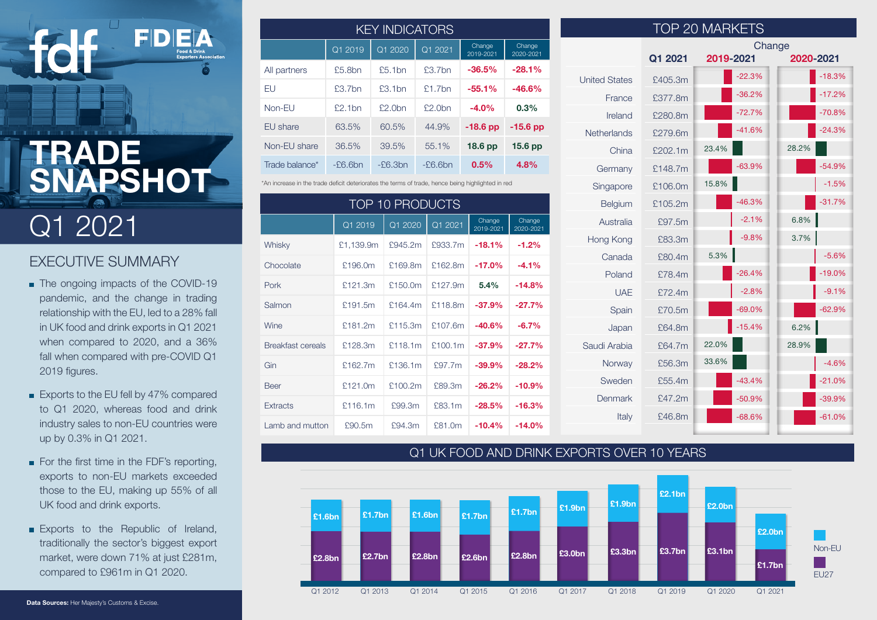fdf FDEA Food & Drink Exporters Association

# TRADE SNAPSHOT

# Q1 2021

## EXECUTIVE SUMMARY

- The ongoing impacts of the COVID-19 pandemic, and the change in trading relationship with the EU, led to a 28% fall in UK food and drink exports in Q1 2021 when compared to 2020, and a 36% fall when compared with pre-COVID Q1 2019 figures.
- Exports to the EU fell by 47% compared to Q1 2020, whereas food and drink industry sales to non-EU countries were up by 0.3% in Q1 2021.
- For the first time in the FDF's reporting, exports to non-EU markets exceeded those to the EU, making up 55% of all UK food and drink exports.
- Exports to the Republic of Ireland, traditionally the sector's biggest export market, were down 71% at just £281m, compared to £961m in Q1 2020.

**Data Sources:** Her Majesty's Customs & Excise.

## KEY INDICATORS

| | Q1 2019 | Q1 2020 | Q1 2021 | Change 2019-2021 | Change 2020-2021 |
|---|---|---|---|---|---|
| All partners | £5.8bn | £5.1bn | £3.7bn | **-36.5%** | **-28.1%** |
| EU | £3.7bn | £3.1bn | £1.7bn | **-55.1%** | **-46.6%** |
| Non-EU | £2.1bn | £2.0bn | £2.0bn | **-4.0%** | **0.3%** |
| EU share | 63.5% | 60.5% | 44.9% | **-18.6 pp** | **-15.6 pp** |
| Non-EU share | 36.5% | 39.5% | 55.1% | **18.6 pp** | **15.6 pp** |
| Trade balance* | -£6.6bn | -£6.3bn | -£6.6bn | **0.5%** | **4.8%** |

*An increase in the trade deficit deteriorates the terms of trade, hence being highlighted in red

## TOP 10 PRODUCTS

| | Q1 2019 | Q1 2020 | Q1 2021 | Change 2019-2021 | Change 2020-2021 |
|---|---|---|---|---|---|
| Whisky | £1,139.9m | £945.2m | £933.7m | **-18.1%** | **-1.2%** |
| Chocolate | £196.0m | £169.8m | £162.8m | **-17.0%** | **-4.1%** |
| Pork | £121.3m | £150.0m | £127.9m | **5.4%** | **-14.8%** |
| Salmon | £191.5m | £164.4m | £118.8m | **-37.9%** | **-27.7%** |
| Wine | £181.2m | £115.3m | £107.6m | **-40.6%** | **-6.7%** |
| Breakfast cereals | £128.3m | £118.1m | £100.1m | **-37.9%** | **-27.7%** |
| Gin | £162.7m | £136.1m | £97.7m | **-39.9%** | **-28.2%** |
| Beer | £121.0m | £100.2m | £89.3m | **-26.2%** | **-10.9%** |
| Extracts | £116.1m | £99.3m | £83.1m | **-28.5%** | **-16.3%** |
| Lamb and mutton | £90.5m | £94.3m | £81.0m | **-10.4%** | **-14.0%** |

## TOP 20 MARKETS

| | Q1 2021 | Change 2019-2021 | Change 2020-2021 |
|---|---|---|---|
| United States | £405.3m | -22.3% | -18.3% |
| France | £377.8m | -36.2% | -17.2% |
| Ireland | £280.8m | -72.7% | -70.8% |
| Netherlands | £279.6m | -41.6% | -24.3% |
| China | £202.1m | 23.4% | 28.2% |
| Germany | £148.7m | -63.9% | -54.9% |
| Singapore | £106.0m | 15.8% | -1.5% |
| Belgium | £105.2m | -46.3% | -31.7% |
| Australia | £97.5m | -2.1% | 6.8% |
| Hong Kong | £83.3m | -9.8% | 3.7% |
| Canada | £80.4m | 5.3% | -5.6% |
| Poland | £78.4m | -26.4% | -19.0% |
| UAE | £72.4m | -2.8% | -9.1% |
| Spain | £70.5m | -69.0% | -62.9% |
| Japan | £64.8m | -15.4% | 6.2% |
| Saudi Arabia | £64.7m | 22.0% | 28.9% |
| Norway | £56.3m | 33.6% | -4.6% |
| Sweden | £55.4m | -43.4% | -21.0% |
| Denmark | £47.2m | -50.9% | -39.9% |
| Italy | £46.8m | -68.6% | -61.0% |

## Q1 UK FOOD AND DRINK EXPORTS OVER 10 YEARS

| | Non-EU | EU27 |
|---|---|---|
| Q1 2012 | £1.6bn | £2.8bn |
| Q1 2013 | £1.7bn | £2.7bn |
| Q1 2014 | £1.6bn | £2.8bn |
| Q1 2015 | £1.7bn | £2.6bn |
| Q1 2016 | £1.7bn | £2.8bn |
| Q1 2017 | £1.9bn | £3.0bn |
| Q1 2018 | £1.9bn | £3.3bn |
| Q1 2019 | £2.1bn | £3.7bn |
| Q1 2020 | £2.0bn | £3.1bn |
| Q1 2021 | £2.0bn | £1.7bn |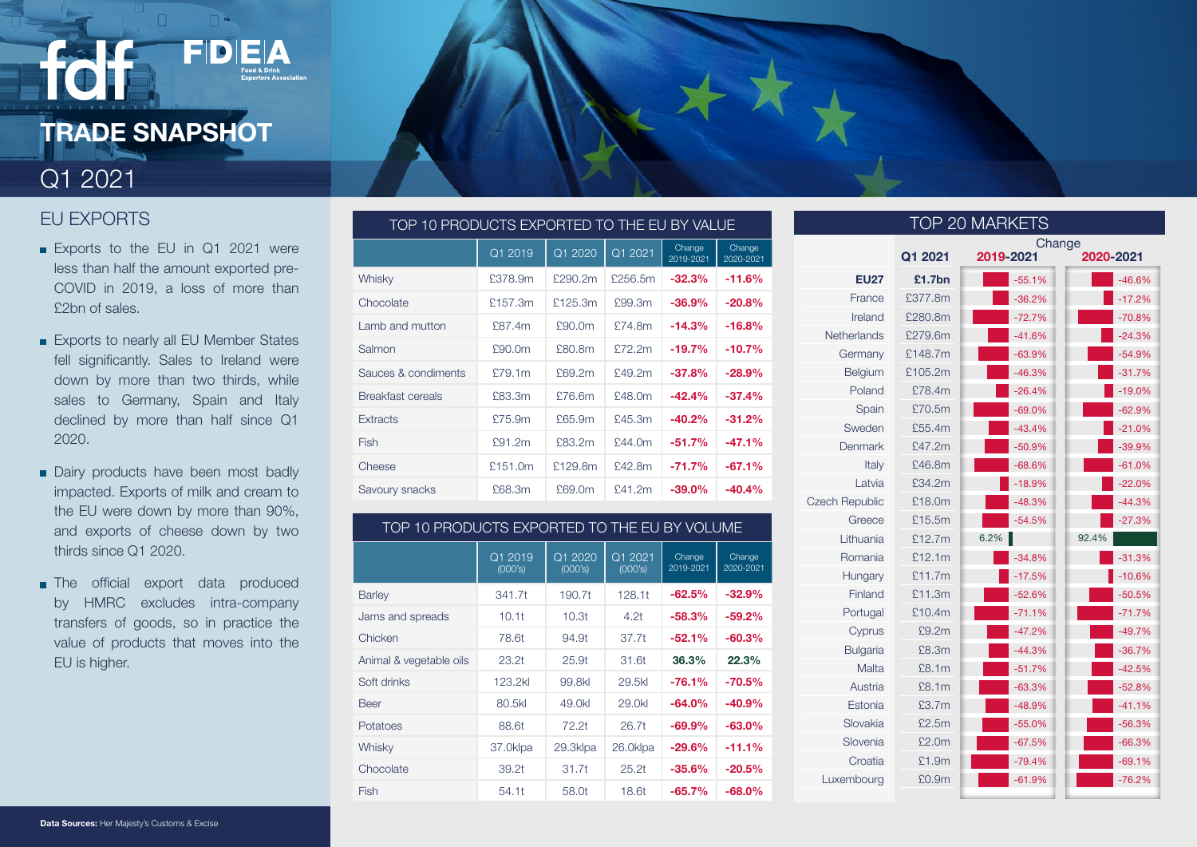# TRADE SNAPSHOT

## Q1 2021

## EU EXPORTS

- Exports to the EU in Q1 2021 were less than half the amount exported pre-COVID in 2019, a loss of more than £2bn of sales.
- Exports to nearly all EU Member States fell significantly. Sales to Ireland were down by more than two thirds, while sales to Germany, Spain and Italy declined by more than half since Q1 2020.
- Dairy products have been most badly impacted. Exports of milk and cream to the EU were down by more than 90%, and exports of cheese down by two thirds since Q1 2020.
- The official export data produced by HMRC excludes intra-company transfers of goods, so in practice the value of products that moves into the EU is higher.

### TOP 10 PRODUCTS EXPORTED TO THE EU BY VALUE

| | Q1 2019 | Q1 2020 | Q1 2021 | Change 2019-2021 | Change 2020-2021 |
|---|---|---|---|---|---|
| Whisky | £378.9m | £290.2m | £256.5m | -32.3% | -11.6% |
| Chocolate | £157.3m | £125.3m | £99.3m | -36.9% | -20.8% |
| Lamb and mutton | £87.4m | £90.0m | £74.8m | -14.3% | -16.8% |
| Salmon | £90.0m | £80.8m | £72.2m | -19.7% | -10.7% |
| Sauces & condiments | £79.1m | £69.2m | £49.2m | -37.8% | -28.9% |
| Breakfast cereals | £83.3m | £76.6m | £48.0m | -42.4% | -37.4% |
| Extracts | £75.9m | £65.9m | £45.3m | -40.2% | -31.2% |
| Fish | £91.2m | £83.2m | £44.0m | -51.7% | -47.1% |
| Cheese | £151.0m | £129.8m | £42.8m | -71.7% | -67.1% |
| Savoury snacks | £68.3m | £69.0m | £41.2m | -39.0% | -40.4% |

### TOP 10 PRODUCTS EXPORTED TO THE EU BY VOLUME

| | Q1 2019 (000's) | Q1 2020 (000's) | Q1 2021 (000's) | Change 2019-2021 | Change 2020-2021 |
|---|---|---|---|---|---|
| Barley | 341.7t | 190.7t | 128.1t | -62.5% | -32.9% |
| Jams and spreads | 10.1t | 10.3t | 4.2t | -58.3% | -59.2% |
| Chicken | 78.6t | 94.9t | 37.7t | -52.1% | -60.3% |
| Animal & vegetable oils | 23.2t | 25.9t | 31.6t | 36.3% | 22.3% |
| Soft drinks | 123.2kl | 99.8kl | 29.5kl | -76.1% | -70.5% |
| Beer | 80.5kl | 49.0kl | 29.0kl | -64.0% | -40.9% |
| Potatoes | 88.6t | 72.2t | 26.7t | -69.9% | -63.0% |
| Whisky | 37.0klpa | 29.3klpa | 26.0klpa | -29.6% | -11.1% |
| Chocolate | 39.2t | 31.7t | 25.2t | -35.6% | -20.5% |
| Fish | 54.1t | 58.0t | 18.6t | -65.7% | -68.0% |

### TOP 20 MARKETS

| | Q1 2021 | Change 2019-2021 | Change 2020-2021 |
|---|---|---|---|
| **EU27** | **£1.7bn** | -55.1% | -46.6% |
| France | £377.8m | -36.2% | -17.2% |
| Ireland | £280.8m | -72.7% | -70.8% |
| Netherlands | £279.6m | -41.6% | -24.3% |
| Germany | £148.7m | -63.9% | -54.9% |
| Belgium | £105.2m | -46.3% | -31.7% |
| Poland | £78.4m | -26.4% | -19.0% |
| Spain | £70.5m | -69.0% | -62.9% |
| Sweden | £55.4m | -43.4% | -21.0% |
| Denmark | £47.2m | -50.9% | -39.9% |
| Italy | £46.8m | -68.6% | -61.0% |
| Latvia | £34.2m | -18.9% | -22.0% |
| Czech Republic | £18.0m | -48.3% | -44.3% |
| Greece | £15.5m | -54.5% | -27.3% |
| Lithuania | £12.7m | 6.2% | 92.4% |
| Romania | £12.1m | -34.8% | -31.3% |
| Hungary | £11.7m | -17.5% | -10.6% |
| Finland | £11.3m | -52.6% | -50.5% |
| Portugal | £10.4m | -71.1% | -71.7% |
| Cyprus | £9.2m | -47.2% | -49.7% |
| Bulgaria | £8.3m | -44.3% | -36.7% |
| Malta | £8.1m | -51.7% | -42.5% |
| Austria | £8.1m | -63.3% | -52.8% |
| Estonia | £3.7m | -48.9% | -41.1% |
| Slovakia | £2.5m | -55.0% | -56.3% |
| Slovenia | £2.0m | -67.5% | -66.3% |
| Croatia | £1.9m | -79.4% | -69.1% |
| Luxembourg | £0.9m | -61.9% | -76.2% |

**Data Sources:** Her Majesty's Customs & Excise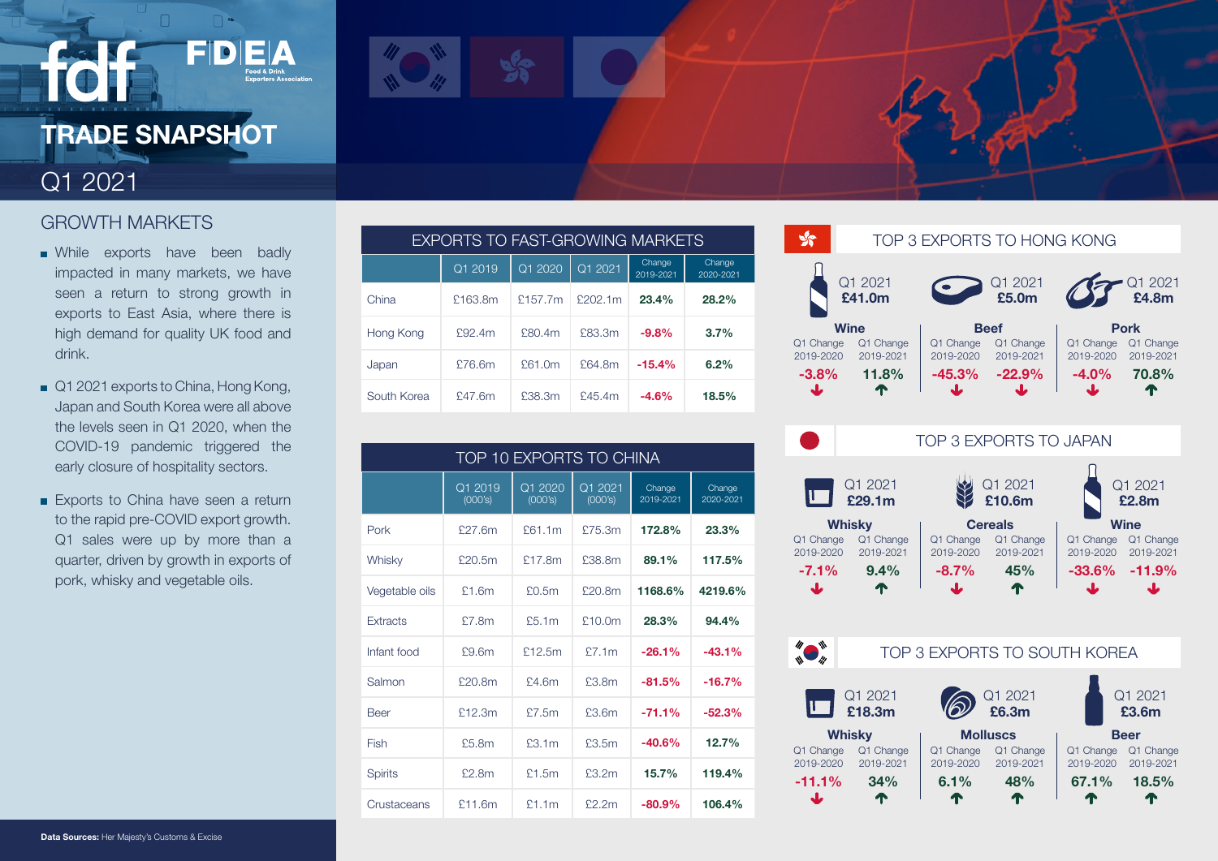# TRADE SNAPSHOT

## Q1 2021

## GROWTH MARKETS

- While exports have been badly impacted in many markets, we have seen a return to strong growth in exports to East Asia, where there is high demand for quality UK food and drink.
- Q1 2021 exports to China, Hong Kong, Japan and South Korea were all above the levels seen in Q1 2020, when the COVID-19 pandemic triggered the early closure of hospitality sectors.
- Exports to China have seen a return to the rapid pre-COVID export growth. Q1 sales were up by more than a quarter, driven by growth in exports of pork, whisky and vegetable oils.

### EXPORTS TO FAST-GROWING MARKETS

| | Q1 2019 | Q1 2020 | Q1 2021 | Change 2019-2021 | Change 2020-2021 |
|---|---|---|---|---|---|
| China | £163.8m | £157.7m | £202.1m | **23.4%** | **28.2%** |
| Hong Kong | £92.4m | £80.4m | £83.3m | **-9.8%** | **3.7%** |
| Japan | £76.6m | £61.0m | £64.8m | **-15.4%** | **6.2%** |
| South Korea | £47.6m | £38.3m | £45.4m | **-4.6%** | **18.5%** |

### TOP 10 EXPORTS TO CHINA

| | Q1 2019 (000's) | Q1 2020 (000's) | Q1 2021 (000's) | Change 2019-2021 | Change 2020-2021 |
|---|---|---|---|---|---|
| Pork | £27.6m | £61.1m | £75.3m | **172.8%** | **23.3%** |
| Whisky | £20.5m | £17.8m | £38.8m | **89.1%** | **117.5%** |
| Vegetable oils | £1.6m | £0.5m | £20.8m | **1168.6%** | **4219.6%** |
| Extracts | £7.8m | £5.1m | £10.0m | **28.3%** | **94.4%** |
| Infant food | £9.6m | £12.5m | £7.1m | **-26.1%** | **-43.1%** |
| Salmon | £20.8m | £4.6m | £3.8m | **-81.5%** | **-16.7%** |
| Beer | £12.3m | £7.5m | £3.6m | **-71.1%** | **-52.3%** |
| Fish | £5.8m | £3.1m | £3.5m | **-40.6%** | **12.7%** |
| Spirits | £2.8m | £1.5m | £3.2m | **15.7%** | **119.4%** |
| Crustaceans | £11.6m | £1.1m | £2.2m | **-80.9%** | **106.4%** |

### TOP 3 EXPORTS TO HONG KONG

| Product | Q1 2021 | Q1 Change 2019-2020 | Q1 Change 2019-2021 |
|---|---|---|---|
| Wine | £41.0m | -3.8% | 11.8% |
| Beef | £5.0m | -45.3% | -22.9% |
| Pork | £4.8m | -4.0% | 70.8% |

### TOP 3 EXPORTS TO JAPAN

| Product | Q1 2021 | Q1 Change 2019-2020 | Q1 Change 2019-2021 |
|---|---|---|---|
| Whisky | £29.1m | -7.1% | 9.4% |
| Cereals | £10.6m | -8.7% | 45% |
| Wine | £2.8m | -33.6% | -11.9% |

### TOP 3 EXPORTS TO SOUTH KOREA

| Product | Q1 2021 | Q1 Change 2019-2020 | Q1 Change 2019-2021 |
|---|---|---|---|
| Whisky | £18.3m | -11.1% | 34% |
| Molluscs | £6.3m | 6.1% | 48% |
| Beer | £3.6m | 67.1% | 18.5% |

**Data Sources:** Her Majesty's Customs & Excise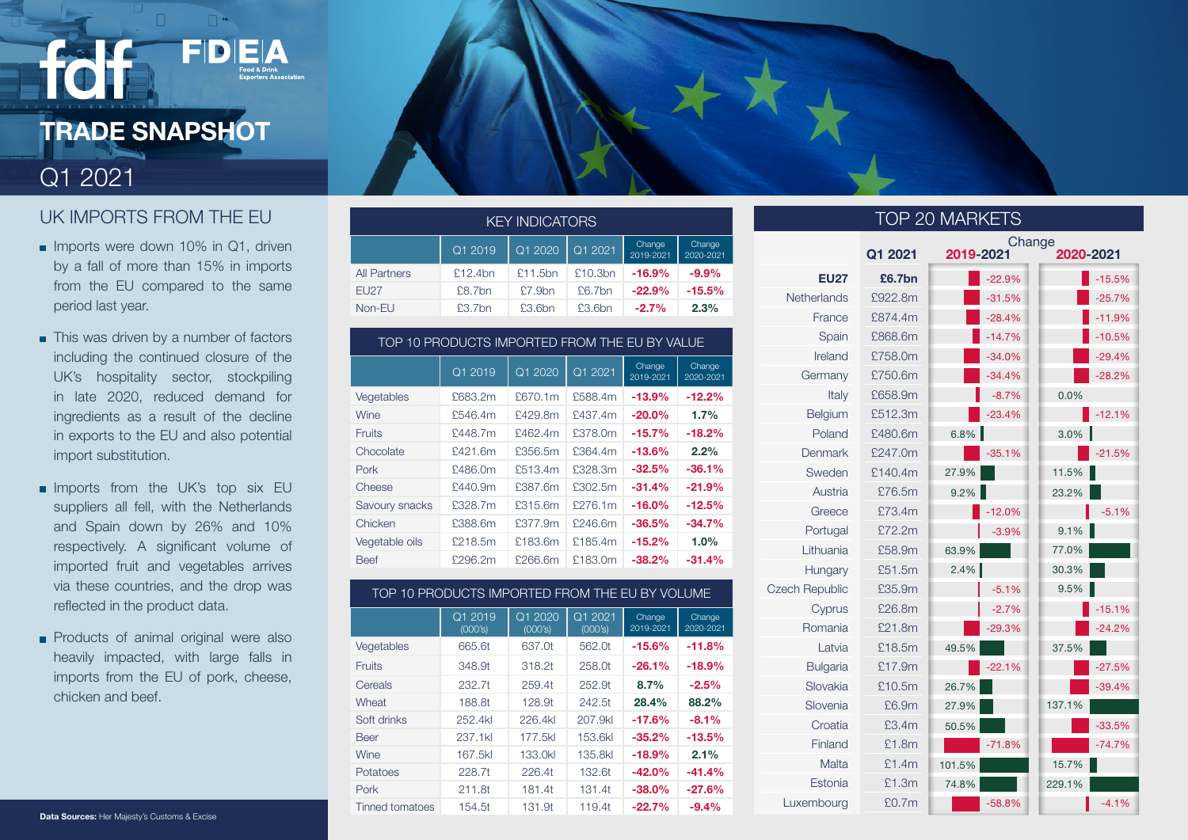fdf FDEA Food & Drink Exporters Association

# TRADE SNAPSHOT

## Q1 2021

## UK IMPORTS FROM THE EU

- Imports were down 10% in Q1, driven by a fall of more than 15% in imports from the EU compared to the same period last year.
- This was driven by a number of factors including the continued closure of the UK's hospitality sector, stockpiling in late 2020, reduced demand for ingredients as a result of the decline in exports to the EU and also potential import substitution.
- Imports from the UK's top six EU suppliers all fell, with the Netherlands and Spain down by 26% and 10% respectively. A significant volume of imported fruit and vegetables arrives via these countries, and the drop was reflected in the product data.
- Products of animal original were also heavily impacted, with large falls in imports from the EU of pork, cheese, chicken and beef.

**Data Sources:** Her Majesty's Customs & Excise

### KEY INDICATORS

| | Q1 2019 | Q1 2020 | Q1 2021 | Change 2019-2021 | Change 2020-2021 |
|---|---|---|---|---|---|
| All Partners | £12.4bn | £11.5bn | £10.3bn | **-16.9%** | **-9.9%** |
| EU27 | £8.7bn | £7.9bn | £6.7bn | **-22.9%** | **-15.5%** |
| Non-EU | £3.7bn | £3.6bn | £3.6bn | **-2.7%** | **2.3%** |

### TOP 10 PRODUCTS IMPORTED FROM THE EU BY VALUE

| | Q1 2019 | Q1 2020 | Q1 2021 | Change 2019-2021 | Change 2020-2021 |
|---|---|---|---|---|---|
| Vegetables | £683.2m | £670.1m | £588.4m | **-13.9%** | **-12.2%** |
| Wine | £546.4m | £429.8m | £437.4m | **-20.0%** | **1.7%** |
| Fruits | £448.7m | £462.4m | £378.0m | **-15.7%** | **-18.2%** |
| Chocolate | £421.6m | £356.5m | £364.4m | **-13.6%** | **2.2%** |
| Pork | £486.0m | £513.4m | £328.3m | **-32.5%** | **-36.1%** |
| Cheese | £440.9m | £387.6m | £302.5m | **-31.4%** | **-21.9%** |
| Savoury snacks | £328.7m | £315.6m | £276.1m | **-16.0%** | **-12.5%** |
| Chicken | £388.6m | £377.9m | £246.6m | **-36.5%** | **-34.7%** |
| Vegetable oils | £218.5m | £183.6m | £185.4m | **-15.2%** | **1.0%** |
| Beef | £296.2m | £266.6m | £183.0m | **-38.2%** | **-31.4%** |

### TOP 10 PRODUCTS IMPORTED FROM THE EU BY VOLUME

| | Q1 2019 (000's) | Q1 2020 (000's) | Q1 2021 (000's) | Change 2019-2021 | Change 2020-2021 |
|---|---|---|---|---|---|
| Vegetables | 665.6t | 637.0t | 562.0t | **-15.6%** | **-11.8%** |
| Fruits | 348.9t | 318.2t | 258.0t | **-26.1%** | **-18.9%** |
| Cereals | 232.7t | 259.4t | 252.9t | **8.7%** | **-2.5%** |
| Wheat | 188.8t | 128.9t | 242.5t | **28.4%** | **88.2%** |
| Soft drinks | 252.4kl | 226.4kl | 207.9kl | **-17.6%** | **-8.1%** |
| Beer | 237.1kl | 177.5kl | 153.6kl | **-35.2%** | **-13.5%** |
| Wine | 167.5kl | 133.0kl | 135.8kl | **-18.9%** | **2.1%** |
| Potatoes | 228.7t | 226.4t | 132.6t | **-42.0%** | **-41.4%** |
| Pork | 211.8t | 181.4t | 131.4t | **-38.0%** | **-27.6%** |
| Tinned tomatoes | 154.5t | 131.9t | 119.4t | **-22.7%** | **-9.4%** |

### TOP 20 MARKETS

| | Q1 2021 | Change 2019-2021 | Change 2020-2021 |
|---|---|---|---|
| **EU27** | **£6.7bn** | -22.9% | -15.5% |
| Netherlands | £922.8m | -31.5% | -25.7% |
| France | £874.4m | -28.4% | -11.9% |
| Spain | £868.6m | -14.7% | -10.5% |
| Ireland | £758.0m | -34.0% | -29.4% |
| Germany | £750.6m | -34.4% | -28.2% |
| Italy | £658.9m | -8.7% | 0.0% |
| Belgium | £512.3m | -23.4% | -12.1% |
| Poland | £480.6m | 6.8% | 3.0% |
| Denmark | £247.0m | -35.1% | -21.5% |
| Sweden | £140.4m | 27.9% | 11.5% |
| Austria | £76.5m | 9.2% | 23.2% |
| Greece | £73.4m | -12.0% | -5.1% |
| Portugal | £72.2m | -3.9% | 9.1% |
| Lithuania | £58.9m | 63.9% | 77.0% |
| Hungary | £51.5m | 2.4% | 30.3% |
| Czech Republic | £35.9m | -5.1% | 9.5% |
| Cyprus | £26.8m | -2.7% | -15.1% |
| Romania | £21.8m | -29.3% | -24.2% |
| Latvia | £18.5m | 49.5% | 37.5% |
| Bulgaria | £17.9m | -22.1% | -27.5% |
| Slovakia | £10.5m | 26.7% | -39.4% |
| Slovenia | £6.9m | 27.9% | 137.1% |
| Croatia | £3.4m | 50.5% | -33.5% |
| Finland | £1.8m | -71.8% | -74.7% |
| Malta | £1.4m | 101.5% | 15.7% |
| Estonia | £1.3m | 74.8% | 229.1% |
| Luxembourg | £0.7m | -58.8% | -4.1% |